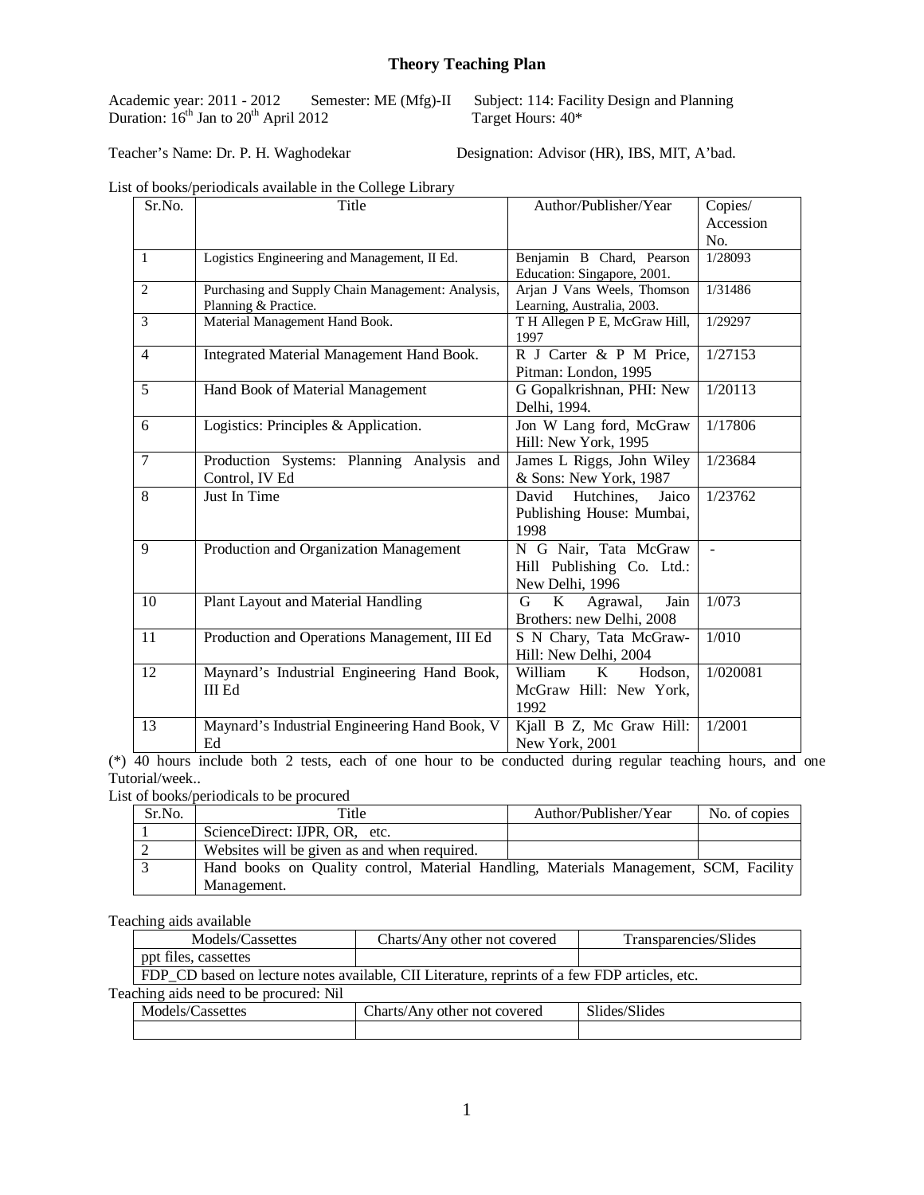# Theory Teaching Plan

Academic year: 2011 - 2012    Semester: ME (Mfg)-II    Subject: 114: Facility Design and Planning
Duration: 16th Jan to 20th April 2012    Target Hours: 40*

Teacher's Name: Dr. P. H. Waghodekar    Designation: Advisor (HR), IBS, MIT, A'bad.

List of books/periodicals available in the College Library

| Sr.No. | Title | Author/Publisher/Year | Copies/ Accession No. |
|---|---|---|---|
| 1 | Logistics Engineering and Management, II Ed. | Benjamin B Chard, Pearson Education: Singapore, 2001. | 1/28093 |
| 2 | Purchasing and Supply Chain Management: Analysis, Planning & Practice. | Arjan J Vans Weels, Thomson Learning, Australia, 2003. | 1/31486 |
| 3 | Material Management Hand Book. | T H Allegen P E, McGraw Hill, 1997 | 1/29297 |
| 4 | Integrated Material Management Hand Book. | R J Carter & P M Price, Pitman: London, 1995 | 1/27153 |
| 5 | Hand Book of Material Management | G Gopalkrishnan, PHI: New Delhi, 1994. | 1/20113 |
| 6 | Logistics: Principles & Application. | Jon W Lang ford, McGraw Hill: New York, 1995 | 1/17806 |
| 7 | Production Systems: Planning Analysis and Control, IV Ed | James L Riggs, John Wiley & Sons: New York, 1987 | 1/23684 |
| 8 | Just In Time | David Hutchines, Jaico Publishing House: Mumbai, 1998 | 1/23762 |
| 9 | Production and Organization Management | N G Nair, Tata McGraw Hill Publishing Co. Ltd.: New Delhi, 1996 | - |
| 10 | Plant Layout and Material Handling | G K Agrawal, Jain Brothers: new Delhi, 2008 | 1/073 |
| 11 | Production and Operations Management, III Ed | S N Chary, Tata McGraw-Hill: New Delhi, 2004 | 1/010 |
| 12 | Maynard's Industrial Engineering Hand Book, III Ed | William K Hodson, McGraw Hill: New York, 1992 | 1/020081 |
| 13 | Maynard's Industrial Engineering Hand Book, V Ed | Kjall B Z, Mc Graw Hill: New York, 2001 | 1/2001 |

(*) 40 hours include both 2 tests, each of one hour to be conducted during regular teaching hours, and one Tutorial/week..

List of books/periodicals to be procured

| Sr.No. | Title | Author/Publisher/Year | No. of copies |
|---|---|---|---|
| 1 | ScienceDirect: IJPR, OR, etc. | | |
| 2 | Websites will be given as and when required. | | |
| 3 | Hand books on Quality control, Material Handling, Materials Management, SCM, Facility Management. | | |

Teaching aids available

| Models/Cassettes | Charts/Any other not covered | Transparencies/Slides |
|---|---|---|
| ppt files, cassettes | | |
| FDP_CD based on lecture notes available, CII Literature, reprints of a few FDP articles, etc. | | |

Teaching aids need to be procured: Nil

| Models/Cassettes | Charts/Any other not covered | Slides/Slides |
|---|---|---|
| | | |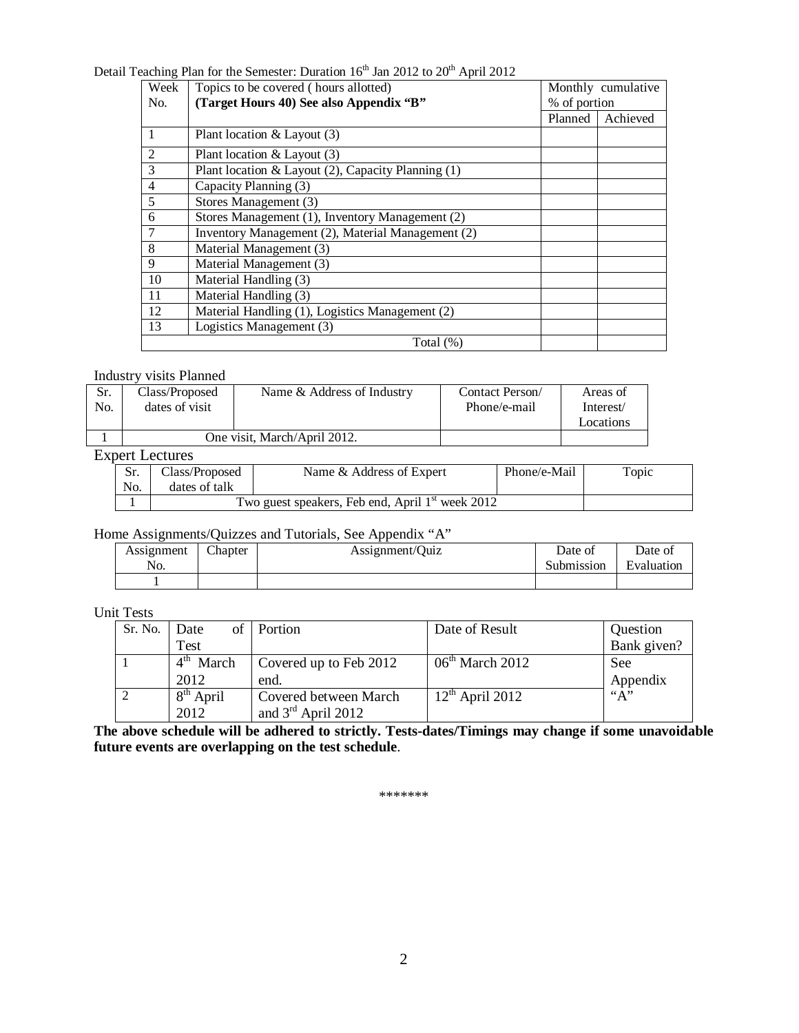Detail Teaching Plan for the Semester: Duration 16th Jan 2012 to 20th April 2012

| Week No. | Topics to be covered ( hours allotted) (Target Hours 40) See also Appendix "B" | Monthly cumulative % of portion | |
|---|---|---|---|
| | | Planned | Achieved |
| 1 | Plant location & Layout (3) | | |
| 2 | Plant location & Layout (3) | | |
| 3 | Plant location & Layout (2), Capacity Planning (1) | | |
| 4 | Capacity Planning (3) | | |
| 5 | Stores Management (3) | | |
| 6 | Stores Management (1), Inventory Management (2) | | |
| 7 | Inventory Management (2), Material Management (2) | | |
| 8 | Material Management (3) | | |
| 9 | Material Management (3) | | |
| 10 | Material Handling (3) | | |
| 11 | Material Handling (3) | | |
| 12 | Material Handling (1), Logistics Management (2) | | |
| 13 | Logistics Management (3) | | |
| | Total (%) | | |

Industry visits Planned

| Sr. No. | Class/Proposed dates of visit | Name & Address of Industry | Contact Person/ Phone/e-mail | Areas of Interest/ Locations |
|---|---|---|---|---|
| 1 | One visit, March/April 2012. | | | |

Expert Lectures

| Sr. No. | Class/Proposed dates of talk | Name & Address of Expert | Phone/e-Mail | Topic |
|---|---|---|---|---|
| 1 | Two guest speakers, Feb end, April 1st week 2012 | | | |

Home Assignments/Quizzes and Tutorials, See Appendix "A"

| Assignment No. | Chapter | Assignment/Quiz | Date of Submission | Date of Evaluation |
|---|---|---|---|---|
| 1 | | | | |

Unit Tests

| Sr. No. | Date of Test | Portion | Date of Result | Question Bank given? |
|---|---|---|---|---|
| 1 | 4th March 2012 | Covered up to Feb 2012 end. | 06th March 2012 | See Appendix "A" |
| 2 | 8th April 2012 | Covered between March and 3rd April 2012 | 12th April 2012 | |

**The above schedule will be adhered to strictly. Tests-dates/Timings may change if some unavoidable future events are overlapping on the test schedule**.

*******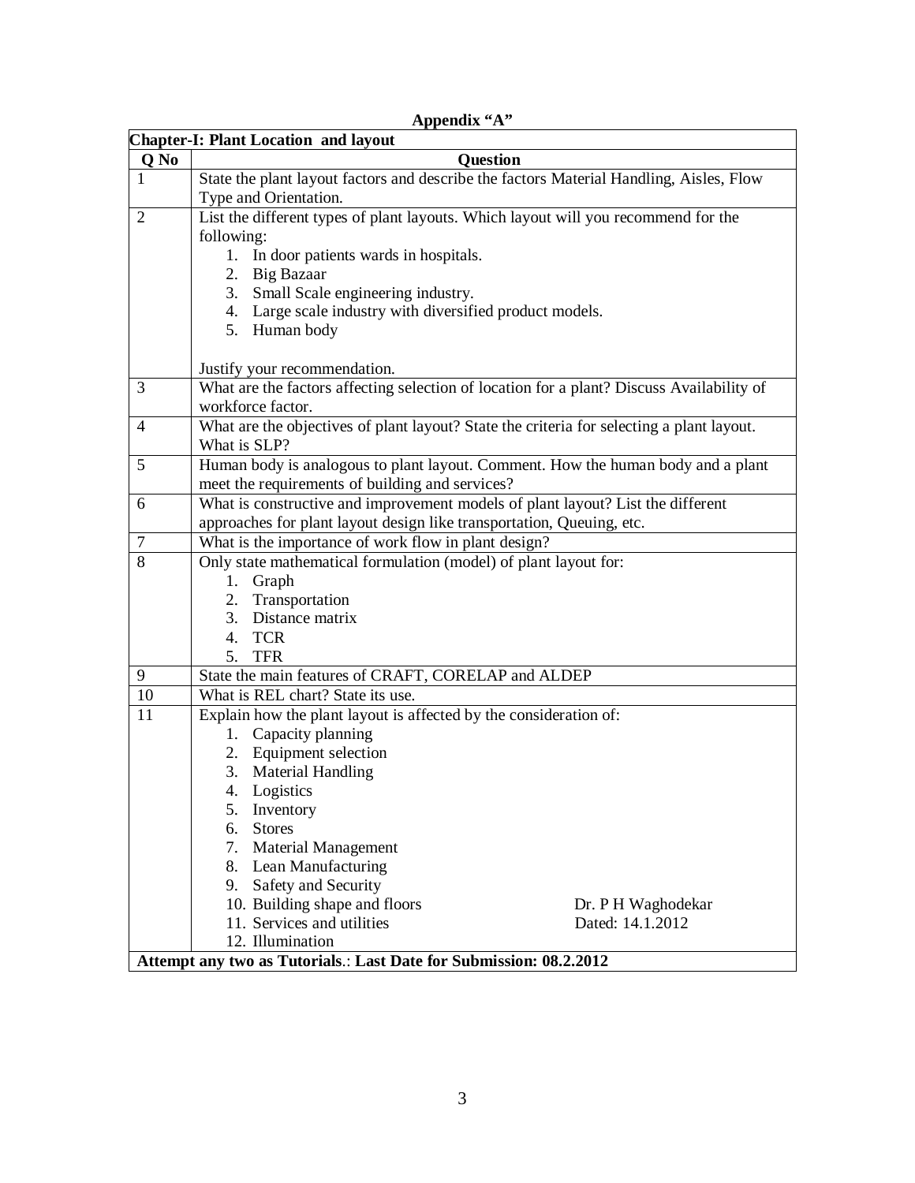**Appendix "A"**

| **Chapter-I: Plant Location and layout** | |
|---|---|
| **Q No** | **Question** |
| 1 | State the plant layout factors and describe the factors Material Handling, Aisles, Flow Type and Orientation. |
| 2 | List the different types of plant layouts. Which layout will you recommend for the following:<br>1. In door patients wards in hospitals.<br>2. Big Bazaar<br>3. Small Scale engineering industry.<br>4. Large scale industry with diversified product models.<br>5. Human body<br><br>Justify your recommendation. |
| 3 | What are the factors affecting selection of location for a plant? Discuss Availability of workforce factor. |
| 4 | What are the objectives of plant layout? State the criteria for selecting a plant layout. What is SLP? |
| 5 | Human body is analogous to plant layout. Comment. How the human body and a plant meet the requirements of building and services? |
| 6 | What is constructive and improvement models of plant layout? List the different approaches for plant layout design like transportation, Queuing, etc. |
| 7 | What is the importance of work flow in plant design? |
| 8 | Only state mathematical formulation (model) of plant layout for:<br>1. Graph<br>2. Transportation<br>3. Distance matrix<br>4. TCR<br>5. TFR |
| 9 | State the main features of CRAFT, CORELAP and ALDEP |
| 10 | What is REL chart? State its use. |
| 11 | Explain how the plant layout is affected by the consideration of:<br>1. Capacity planning<br>2. Equipment selection<br>3. Material Handling<br>4. Logistics<br>5. Inventory<br>6. Stores<br>7. Material Management<br>8. Lean Manufacturing<br>9. Safety and Security<br>10. Building shape and floors<br>11. Services and utilities<br>12. Illumination<br><br>Dr. P H Waghodekar<br>Dated: 14.1.2012 |
| **Attempt any two as Tutorials**.: **Last Date for Submission: 08.2.2012** | |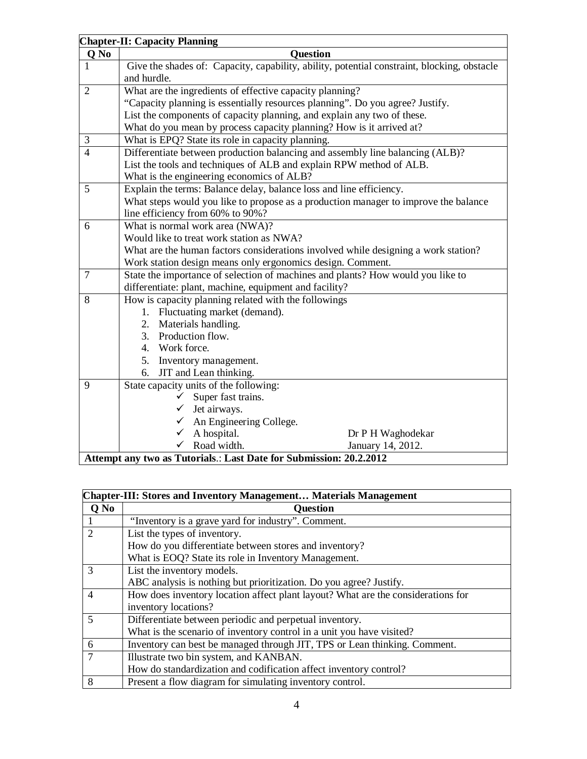| **Chapter-II: Capacity Planning** | |
|---|---|
| **Q No** | **Question** |
| 1 | Give the shades of: Capacity, capability, ability, potential constraint, blocking, obstacle and hurdle. |
| 2 | What are the ingredients of effective capacity planning?<br>"Capacity planning is essentially resources planning". Do you agree? Justify.<br>List the components of capacity planning, and explain any two of these.<br>What do you mean by process capacity planning? How is it arrived at? |
| 3 | What is EPQ? State its role in capacity planning. |
| 4 | Differentiate between production balancing and assembly line balancing (ALB)?<br>List the tools and techniques of ALB and explain RPW method of ALB.<br>What is the engineering economics of ALB? |
| 5 | Explain the terms: Balance delay, balance loss and line efficiency.<br>What steps would you like to propose as a production manager to improve the balance line efficiency from 60% to 90%? |
| 6 | What is normal work area (NWA)?<br>Would like to treat work station as NWA?<br>What are the human factors considerations involved while designing a work station?<br>Work station design means only ergonomics design. Comment. |
| 7 | State the importance of selection of machines and plants? How would you like to differentiate: plant, machine, equipment and facility? |
| 8 | How is capacity planning related with the followings<br>1. Fluctuating market (demand).<br>2. Materials handling.<br>3. Production flow.<br>4. Work force.<br>5. Inventory management.<br>6. JIT and Lean thinking. |
| 9 | State capacity units of the following:<br>✓ Super fast trains.<br>✓ Jet airways.<br>✓ An Engineering College.<br>✓ A hospital.<br>✓ Road width.<br><br>Dr P H Waghodekar<br>January 14, 2012. |
| **Attempt any two as Tutorials.: Last Date for Submission: 20.2.2012** | |

| **Chapter-III: Stores and Inventory Management… Materials Management** | |
|---|---|
| **Q No** | **Question** |
| 1 | "Inventory is a grave yard for industry". Comment. |
| 2 | List the types of inventory.<br>How do you differentiate between stores and inventory?<br>What is EOQ? State its role in Inventory Management. |
| 3 | List the inventory models.<br>ABC analysis is nothing but prioritization. Do you agree? Justify. |
| 4 | How does inventory location affect plant layout? What are the considerations for inventory locations? |
| 5 | Differentiate between periodic and perpetual inventory.<br>What is the scenario of inventory control in a unit you have visited? |
| 6 | Inventory can best be managed through JIT, TPS or Lean thinking. Comment. |
| 7 | Illustrate two bin system, and KANBAN.<br>How do standardization and codification affect inventory control? |
| 8 | Present a flow diagram for simulating inventory control. |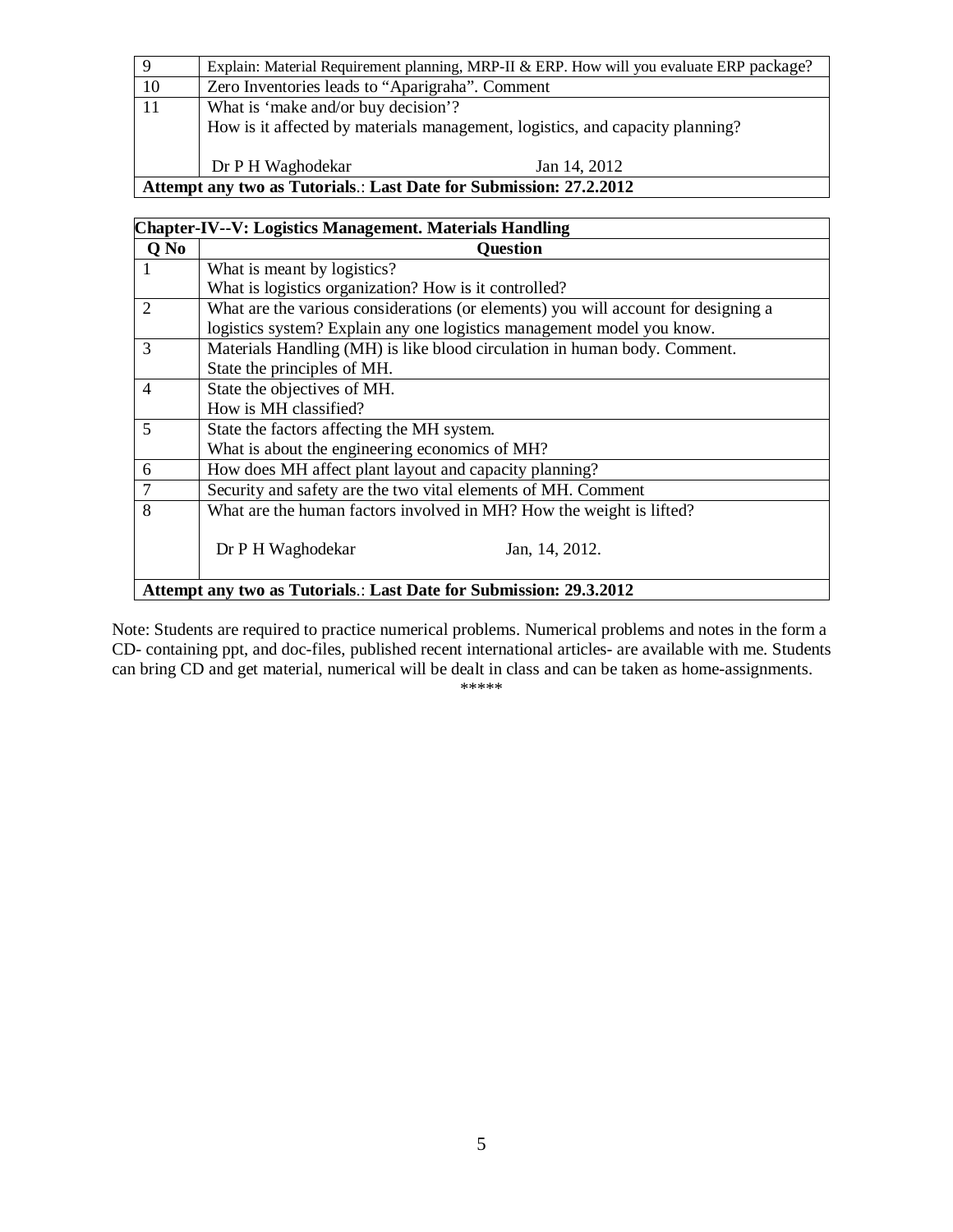| | |
|---|---|
| 9 | Explain: Material Requirement planning, MRP-II & ERP. How will you evaluate ERP package? |
| 10 | Zero Inventories leads to "Aparigraha". Comment |
| 11 | What is 'make and/or buy decision'?<br>How is it affected by materials management, logistics, and capacity planning?<br><br>Dr P H Waghodekar Jan 14, 2012 |
| **Attempt any two as Tutorials**.: **Last Date for Submission: 27.2.2012** | |

**Chapter-IV--V: Logistics Management. Materials Handling**

| Q No | Question |
|---|---|
| 1 | What is meant by logistics?<br>What is logistics organization? How is it controlled? |
| 2 | What are the various considerations (or elements) you will account for designing a logistics system? Explain any one logistics management model you know. |
| 3 | Materials Handling (MH) is like blood circulation in human body. Comment.<br>State the principles of MH. |
| 4 | State the objectives of MH.<br>How is MH classified? |
| 5 | State the factors affecting the MH system.<br>What is about the engineering economics of MH? |
| 6 | How does MH affect plant layout and capacity planning? |
| 7 | Security and safety are the two vital elements of MH. Comment |
| 8 | What are the human factors involved in MH? How the weight is lifted?<br><br>Dr P H Waghodekar Jan, 14, 2012. |
| **Attempt any two as Tutorials**.: **Last Date for Submission: 29.3.2012** | |

Note: Students are required to practice numerical problems. Numerical problems and notes in the form a CD- containing ppt, and doc-files, published recent international articles- are available with me. Students can bring CD and get material, numerical will be dealt in class and can be taken as home-assignments.

*****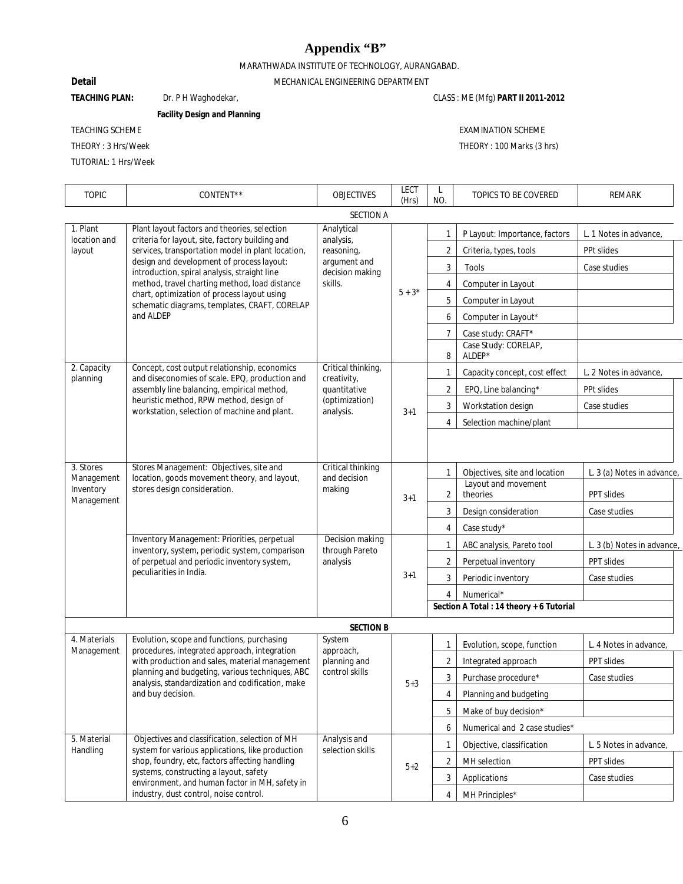# Appendix "B"

MARATHWADA INSTITUTE OF TECHNOLOGY, AURANGABAD.

**Detail** MECHANICAL ENGINEERING DEPARTMENT

**TEACHING PLAN:** Dr. P H Waghodekar, CLASS : ME (Mfg) **PART II 2011-2012**

**Facility Design and Planning**

TEACHING SCHEME

THEORY : 3 Hrs/Week

TUTORIAL: 1 Hrs/Week

EXAMINATION SCHEME

THEORY : 100 Marks (3 hrs)

| TOPIC | CONTENT** | OBJECTIVES | LECT (Hrs) | L NO. | TOPICS TO BE COVERED | REMARK |
|---|---|---|---|---|---|---|
| | | SECTION A | | | | |
| 1. Plant location and layout | Plant layout factors and theories, selection criteria for layout, site, factory building and services, transportation model in plant location, design and development of process layout: introduction, spiral analysis, straight line method, travel charting method, load distance chart, optimization of process layout using schematic diagrams, templates, CRAFT, CORELAP and ALDEP | Analytical analysis, reasoning, argument and decision making skills. | 5 + 3* | 1 | P Layout: Importance, factors | L. 1 Notes in advance, |
| | | | | 2 | Criteria, types, tools | PPt slides |
| | | | | 3 | Tools | Case studies |
| | | | | 4 | Computer in Layout | |
| | | | | 5 | Computer in Layout | |
| | | | | 6 | Computer in Layout* | |
| | | | | 7 | Case study: CRAFT* | |
| | | | | 8 | Case Study: CORELAP, ALDEP* | |
| 2. Capacity planning | Concept, cost output relationship, economics and diseconomies of scale. EPQ, production and assembly line balancing, empirical method, heuristic method, RPW method, design of workstation, selection of machine and plant. | Critical thinking, creativity, quantitative (optimization) analysis. | 3+1 | 1 | Capacity concept, cost effect | L. 2 Notes in advance, |
| | | | | 2 | EPQ, Line balancing* | PPt slides |
| | | | | 3 | Workstation design | Case studies |
| | | | | 4 | Selection machine/plant | |
| 3. Stores Management Inventory Management | Stores Management: Objectives, site and location, goods movement theory, and layout, stores design consideration. | Critical thinking and decision making | 3+1 | 1 | Objectives, site and location | L. 3 (a) Notes in advance, |
| | | | | 2 | Layout and movement theories | PPT slides |
| | | | | 3 | Design consideration | Case studies |
| | | | | 4 | Case study* | |
| | Inventory Management: Priorities, perpetual inventory, system, periodic system, comparison of perpetual and periodic inventory system, peculiarities in India. | Decision making through Pareto analysis | 3+1 | 1 | ABC analysis, Pareto tool | L. 3 (b) Notes in advance, |
| | | | | 2 | Perpetual inventory | PPT slides |
| | | | | 3 | Periodic inventory | Case studies |
| | | | | 4 | Numerical* | |
| | | | | | **Section A Total : 14 theory + 6 Tutorial** | |
| | | **SECTION B** | | | | |
| 4. Materials Management | Evolution, scope and functions, purchasing procedures, integrated approach, integration with production and sales, material management planning and budgeting, various techniques, ABC analysis, standardization and codification, make and buy decision. | System approach, planning and control skills | 5+3 | 1 | Evolution, scope, function | L. 4 Notes in advance, |
| | | | | 2 | Integrated approach | PPT slides |
| | | | | 3 | Purchase procedure* | Case studies |
| | | | | 4 | Planning and budgeting | |
| | | | | 5 | Make of buy decision* | |
| | | | | 6 | Numerical and 2 case studies* | |
| 5. Material Handling | Objectives and classification, selection of MH system for various applications, like production shop, foundry, etc, factors affecting handling systems, constructing a layout, safety environment, and human factor in MH, safety in industry, dust control, noise control. | Analysis and selection skills | 5+2 | 1 | Objective, classification | L. 5 Notes in advance, |
| | | | | 2 | MH selection | PPT slides |
| | | | | 3 | Applications | Case studies |
| | | | | 4 | MH Principles* | |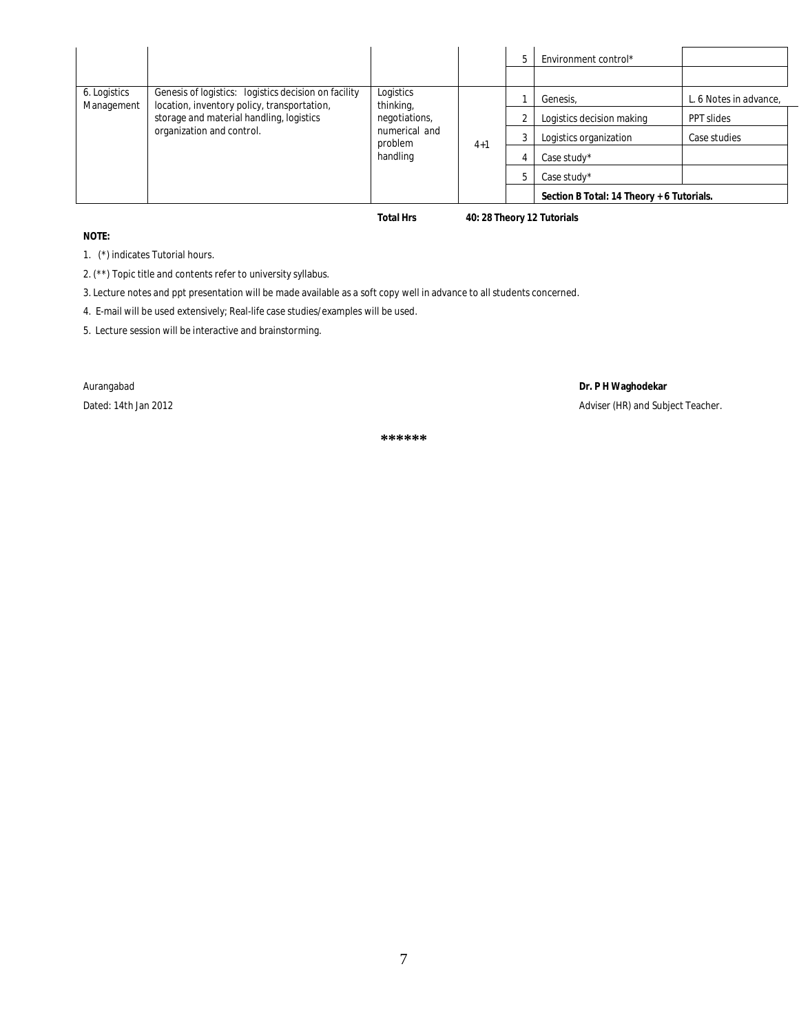| | | | | | | |
|---|---|---|---|---|---|---|
| | | | | 5 | Environment control* | |
| | | | | | | |
| 6. Logistics Management | Genesis of logistics: logistics decision on facility location, inventory policy, transportation, storage and material handling, logistics organization and control. | Logistics thinking, negotiations, numerical and problem handling | 4+1 | 1 | Genesis, | L. 6 Notes in advance, |
| | | | | 2 | Logistics decision making | PPT slides |
| | | | | 3 | Logistics organization | Case studies |
| | | | | 4 | Case study* | |
| | | | | 5 | Case study* | |
| | | | | | **Section B Total: 14 Theory + 6 Tutorials.** | |

**Total Hrs** **40: 28 Theory 12 Tutorials**

**NOTE:**

1. (*) indicates Tutorial hours.
2. (**) Topic title and contents refer to university syllabus.
3. Lecture notes and ppt presentation will be made available as a soft copy well in advance to all students concerned.
4. E-mail will be used extensively; Real-life case studies/examples will be used.
5. Lecture session will be interactive and brainstorming.

Aurangabad

Dated: 14th Jan 2012

**Dr. P H Waghodekar**

Adviser (HR) and Subject Teacher.

******